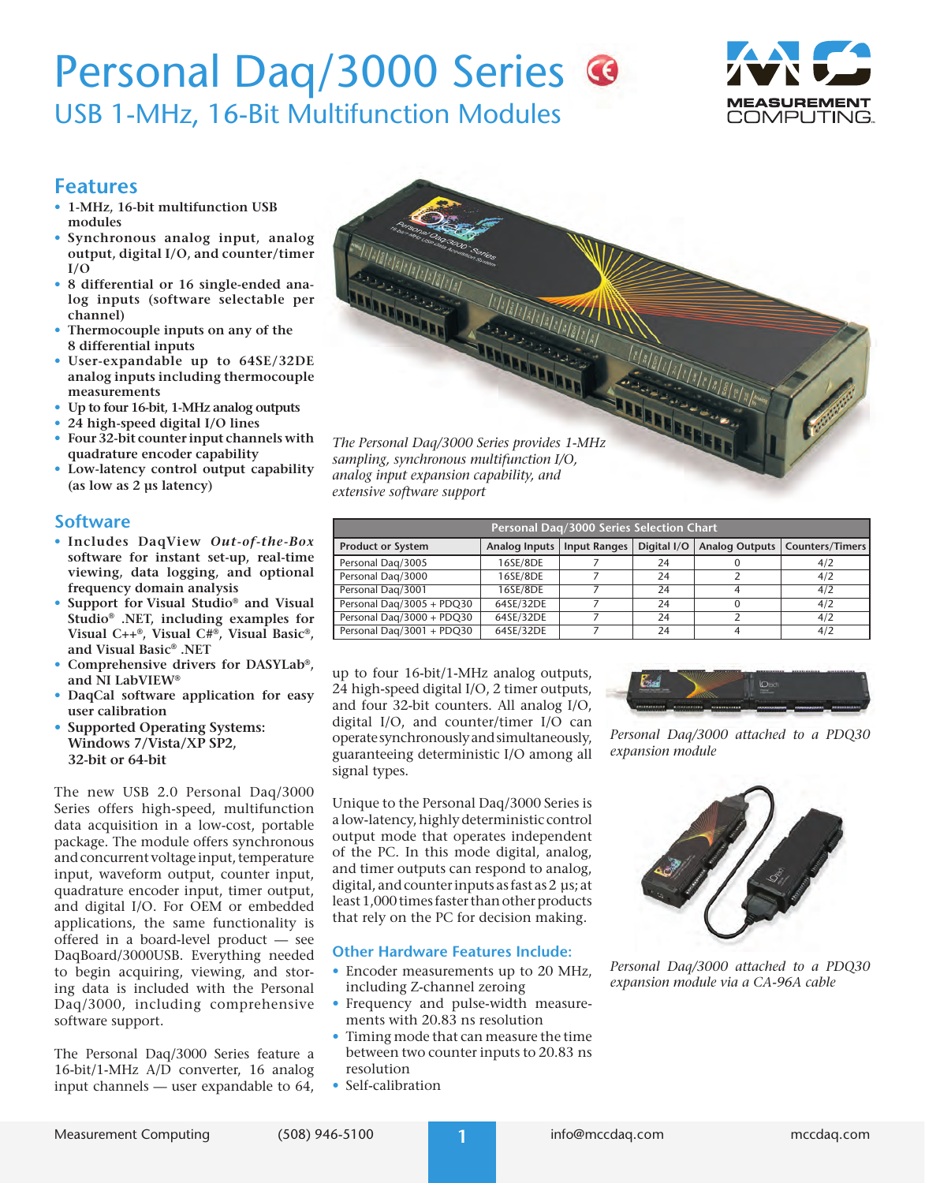# Personal Daq/3000 Series

## USB 1-MHz, 16-Bit Multifunction Modules

## Features

- **1-MHz, 16-bit multifunction USB modules**
- **Synchronous analog input, analog output, digital I/O, and counter/timer I/O**
- **8 differential or 16 single-ended analog inputs (software selectable per channel)**
- **Thermocouple inputs on any of the 8 differential inputs**
- **User-expandable up to 64SE/32DE analog inputs including thermocouple measurements**
- **Up to four 16-bit, 1-MHz analog outputs**
- **24 high-speed digital I/O lines**
- **Four 32-bit counter input channels with quadrature encoder capability**
- **Low-latency control output capability (as low as 2 µs latency)**

*The Personal Daq/3000 Series provides 1-MHz sampling, synchronous multifunction I/O, analog input expansion capability, and extensive software support*

## Software

- **Includes DaqView *Out-of-the-Box* software for instant set-up, real-time viewing, data logging, and optional frequency domain analysis**
- **Support for Visual Studio® and Visual Studio® .NET, including examples for Visual C++®, Visual C#®, Visual Basic®, and Visual Basic® .NET**
- **Comprehensive drivers for DASYLab®, and NI LabVIEW®**
- **DaqCal software application for easy user calibration**
- **Supported Operating Systems: Windows 7/Vista/XP SP2, 32-bit or 64-bit**

| Personal Daq/3000 Series Selection Chart | | | | | |
|---|---|---|---|---|---|
| Product or System | Analog Inputs | Input Ranges | Digital I/O | Analog Outputs | Counters/Timers |
| Personal Daq/3005 | 16SE/8DE | 7 | 24 | 0 | 4/2 |
| Personal Daq/3000 | 16SE/8DE | 7 | 24 | 2 | 4/2 |
| Personal Daq/3001 | 16SE/8DE | 7 | 24 | 4 | 4/2 |
| Personal Daq/3005 + PDQ30 | 64SE/32DE | 7 | 24 | 0 | 4/2 |
| Personal Daq/3000 + PDQ30 | 64SE/32DE | 7 | 24 | 2 | 4/2 |
| Personal Daq/3001 + PDQ30 | 64SE/32DE | 7 | 24 | 4 | 4/2 |

The new USB 2.0 Personal Daq/3000 Series offers high-speed, multifunction data acquisition in a low-cost, portable package. The module offers synchronous and concurrent voltage input, temperature input, waveform output, counter input, quadrature encoder input, timer output, and digital I/O. For OEM or embedded applications, the same functionality is offered in a board-level product — see DaqBoard/3000USB. Everything needed to begin acquiring, viewing, and storing data is included with the Personal Daq/3000, including comprehensive software support.

The Personal Daq/3000 Series feature a 16-bit/1-MHz A/D converter, 16 analog input channels — user expandable to 64, up to four 16-bit/1-MHz analog outputs, 24 high-speed digital I/O, 2 timer outputs, and four 32-bit counters. All analog I/O, digital I/O, and counter/timer I/O can operate synchronously and simultaneously, guaranteeing deterministic I/O among all signal types.

Unique to the Personal Daq/3000 Series is a low-latency, highly deterministic control output mode that operates independent of the PC. In this mode digital, analog, and timer outputs can respond to analog, digital, and counter inputs as fast as 2 µs; at least 1,000 times faster than other products that rely on the PC for decision making.

### Other Hardware Features Include:

- Encoder measurements up to 20 MHz, including Z-channel zeroing
- Frequency and pulse-width measurements with 20.83 ns resolution
- Timing mode that can measure the time between two counter inputs to 20.83 ns resolution
- Self-calibration

*Personal Daq/3000 attached to a PDQ30 expansion module*

*Personal Daq/3000 attached to a PDQ30 expansion module via a CA-96A cable*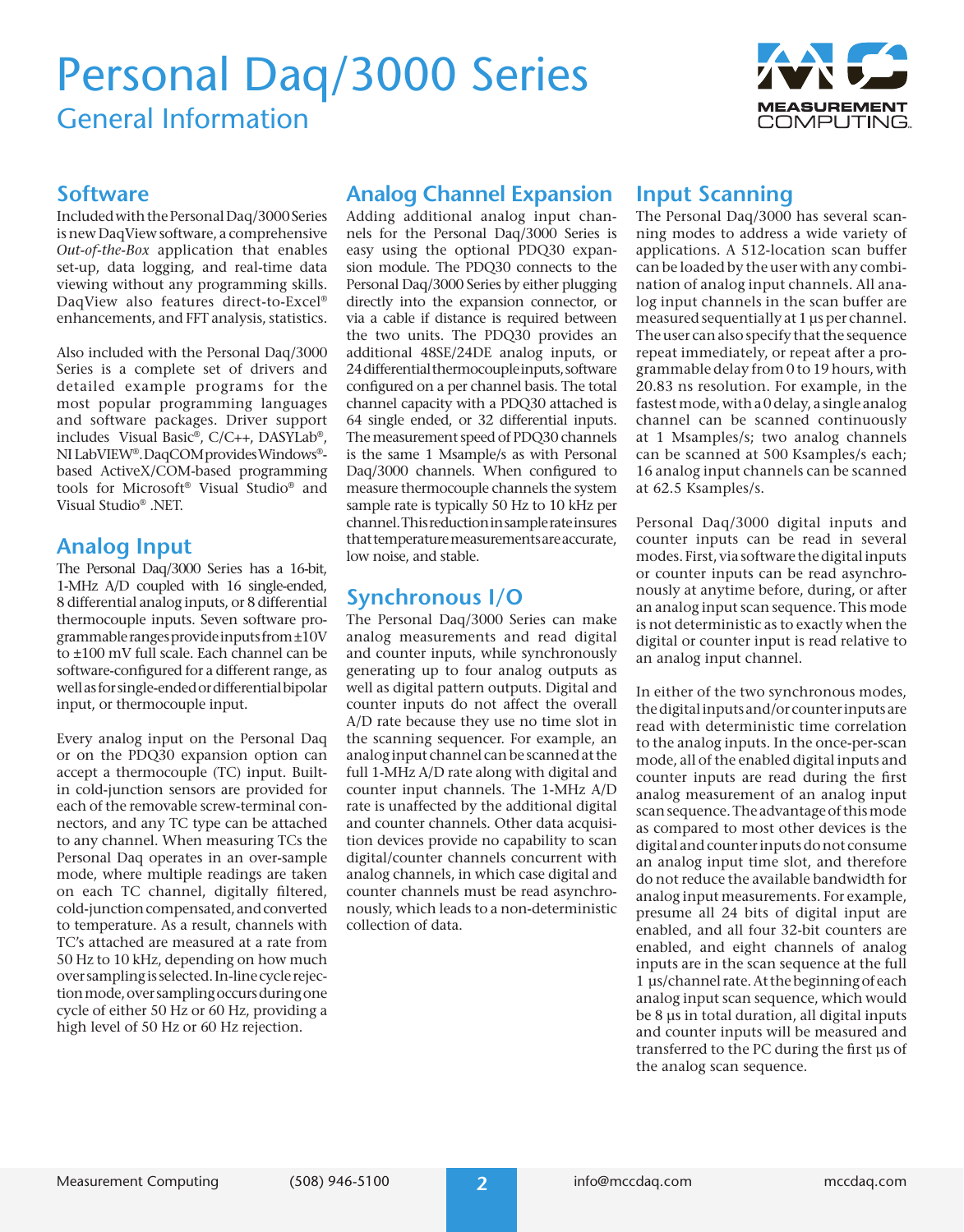# Personal Daq/3000 Series

## General Information

## Software

Included with the Personal Daq/3000 Series is new DaqView software, a comprehensive *Out-of-the-Box* application that enables set-up, data logging, and real-time data viewing without any programming skills. DaqView also features direct-to-Excel® enhancements, and FFT analysis, statistics.

Also included with the Personal Daq/3000 Series is a complete set of drivers and detailed example programs for the most popular programming languages and software packages. Driver support includes Visual Basic®, C/C++, DASYLab®, NI LabVIEW®. DaqCOM provides Windows®-based ActiveX/COM-based programming tools for Microsoft® Visual Studio® and Visual Studio® .NET.

## Analog Input

The Personal Daq/3000 Series has a 16-bit, 1-MHz A/D coupled with 16 single-ended, 8 differential analog inputs, or 8 differential thermocouple inputs. Seven software programmable ranges provide inputs from ±10V to ±100 mV full scale. Each channel can be software-configured for a different range, as well as for single-ended or differential bipolar input, or thermocouple input.

Every analog input on the Personal Daq or on the PDQ30 expansion option can accept a thermocouple (TC) input. Built-in cold-junction sensors are provided for each of the removable screw-terminal connectors, and any TC type can be attached to any channel. When measuring TCs the Personal Daq operates in an over-sample mode, where multiple readings are taken on each TC channel, digitally filtered, cold-junction compensated, and converted to temperature. As a result, channels with TC's attached are measured at a rate from 50 Hz to 10 kHz, depending on how much over sampling is selected. In-line cycle rejection mode, over sampling occurs during one cycle of either 50 Hz or 60 Hz, providing a high level of 50 Hz or 60 Hz rejection.

## Analog Channel Expansion

Adding additional analog input channels for the Personal Daq/3000 Series is easy using the optional PDQ30 expansion module. The PDQ30 connects to the Personal Daq/3000 Series by either plugging directly into the expansion connector, or via a cable if distance is required between the two units. The PDQ30 provides an additional 48SE/24DE analog inputs, or 24 differential thermocouple inputs, software configured on a per channel basis. The total channel capacity with a PDQ30 attached is 64 single ended, or 32 differential inputs. The measurement speed of PDQ30 channels is the same 1 Msample/s as with Personal Daq/3000 channels. When configured to measure thermocouple channels the system sample rate is typically 50 Hz to 10 kHz per channel. This reduction in sample rate insures that temperature measurements are accurate, low noise, and stable.

## Synchronous I/O

The Personal Daq/3000 Series can make analog measurements and read digital and counter inputs, while synchronously generating up to four analog outputs as well as digital pattern outputs. Digital and counter inputs do not affect the overall A/D rate because they use no time slot in the scanning sequencer. For example, an analog input channel can be scanned at the full 1-MHz A/D rate along with digital and counter input channels. The 1-MHz A/D rate is unaffected by the additional digital and counter channels. Other data acquisition devices provide no capability to scan digital/counter channels concurrent with analog channels, in which case digital and counter channels must be read asynchronously, which leads to a non-deterministic collection of data.

## Input Scanning

The Personal Daq/3000 has several scanning modes to address a wide variety of applications. A 512-location scan buffer can be loaded by the user with any combination of analog input channels. All analog input channels in the scan buffer are measured sequentially at 1 µs per channel. The user can also specify that the sequence repeat immediately, or repeat after a programmable delay from 0 to 19 hours, with 20.83 ns resolution. For example, in the fastest mode, with a 0 delay, a single analog channel can be scanned continuously at 1 Msamples/s; two analog channels can be scanned at 500 Ksamples/s each; 16 analog input channels can be scanned at 62.5 Ksamples/s.

Personal Daq/3000 digital inputs and counter inputs can be read in several modes. First, via software the digital inputs or counter inputs can be read asynchronously at anytime before, during, or after an analog input scan sequence. This mode is not deterministic as to exactly when the digital or counter input is read relative to an analog input channel.

In either of the two synchronous modes, the digital inputs and/or counter inputs are read with deterministic time correlation to the analog inputs. In the once-per-scan mode, all of the enabled digital inputs and counter inputs are read during the first analog measurement of an analog input scan sequence. The advantage of this mode as compared to most other devices is the digital and counter inputs do not consume an analog input time slot, and therefore do not reduce the available bandwidth for analog input measurements. For example, presume all 24 bits of digital input are enabled, and all four 32-bit counters are enabled, and eight channels of analog inputs are in the scan sequence at the full 1 µs/channel rate. At the beginning of each analog input scan sequence, which would be 8 µs in total duration, all digital inputs and counter inputs will be measured and transferred to the PC during the first µs of the analog scan sequence.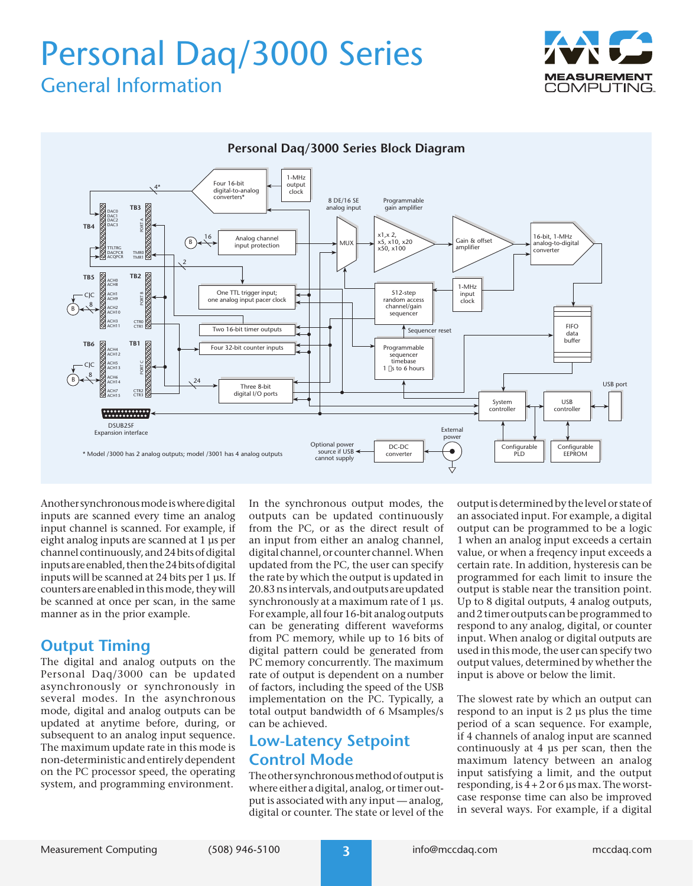## Personal Daq/3000 Series Block Diagram

\* Model /3000 has 2 analog outputs; model /3001 has 4 analog outputs

Another synchronous mode is where digital inputs are scanned every time an analog input channel is scanned. For example, if eight analog inputs are scanned at 1 µs per channel continuously, and 24 bits of digital inputs are enabled, then the 24 bits of digital inputs will be scanned at 24 bits per 1 µs. If counters are enabled in this mode, they will be scanned at once per scan, in the same manner as in the prior example.

## Output Timing

The digital and analog outputs on the Personal Daq/3000 can be updated asynchronously or synchronously in several modes. In the asynchronous mode, digital and analog outputs can be updated at anytime before, during, or subsequent to an analog input sequence. The maximum update rate in this mode is non-deterministic and entirely dependent on the PC processor speed, the operating system, and programming environment.

In the synchronous output modes, the outputs can be updated continuously from the PC, or as the direct result of an input from either an analog channel, digital channel, or counter channel. When updated from the PC, the user can specify the rate by which the output is updated in 20.83 ns intervals, and outputs are updated synchronously at a maximum rate of 1 µs. For example, all four 16-bit analog outputs can be generating different waveforms from PC memory, while up to 16 bits of digital pattern could be generated from PC memory concurrently. The maximum rate of output is dependent on a number of factors, including the speed of the USB implementation on the PC. Typically, a total output bandwidth of 6 Msamples/s can be achieved.

## Low-Latency Setpoint Control Mode

The other synchronous method of output is where either a digital, analog, or timer output is associated with any input — analog, digital or counter. The state or level of the output is determined by the level or state of an associated input. For example, a digital output can be programmed to be a logic 1 when an analog input exceeds a certain value, or when a freqency input exceeds a certain rate. In addition, hysteresis can be programmed for each limit to insure the output is stable near the transition point. Up to 8 digital outputs, 4 analog outputs, and 2 timer outputs can be programmed to respond to any analog, digital, or counter input. When analog or digital outputs are used in this mode, the user can specify two output values, determined by whether the input is above or below the limit.

The slowest rate by which an output can respond to an input is 2 µs plus the time period of a scan sequence. For example, if 4 channels of analog input are scanned continuously at 4 µs per scan, then the maximum latency between an analog input satisfying a limit, and the output responding, is 4 + 2 or 6 µs max. The worst-case response time can also be improved in several ways. For example, if a digital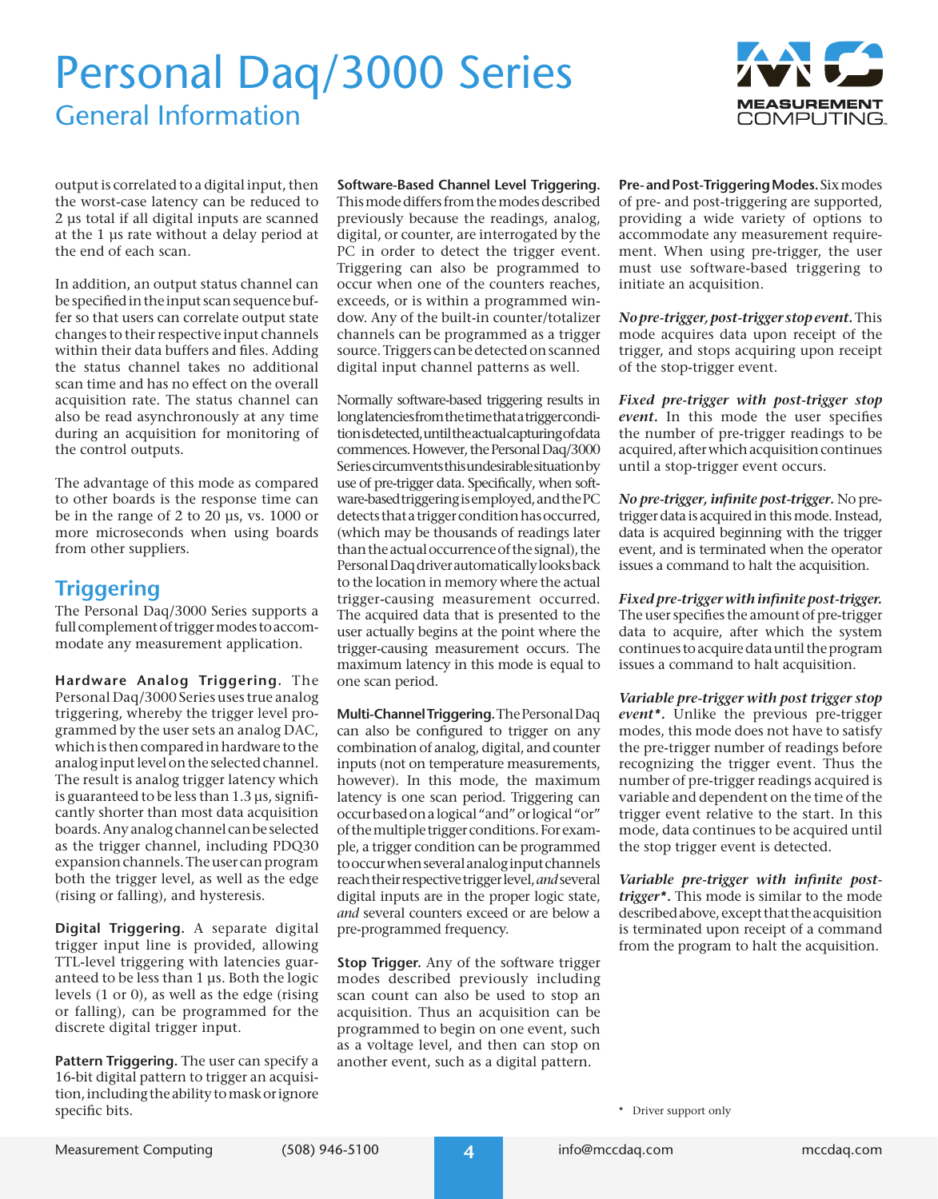output is correlated to a digital input, then the worst-case latency can be reduced to 2 µs total if all digital inputs are scanned at the 1 µs rate without a delay period at the end of each scan.

In addition, an output status channel can be specified in the input scan sequence buffer so that users can correlate output state changes to their respective input channels within their data buffers and files. Adding the status channel takes no additional scan time and has no effect on the overall acquisition rate. The status channel can also be read asynchronously at any time during an acquisition for monitoring of the control outputs.

The advantage of this mode as compared to other boards is the response time can be in the range of 2 to 20 µs, vs. 1000 or more microseconds when using boards from other suppliers.

## Triggering

The Personal Daq/3000 Series supports a full complement of trigger modes to accommodate any measurement application.

**Hardware Analog Triggering.** The Personal Daq/3000 Series uses true analog triggering, whereby the trigger level programmed by the user sets an analog DAC, which is then compared in hardware to the analog input level on the selected channel. The result is analog trigger latency which is guaranteed to be less than 1.3 µs, significantly shorter than most data acquisition boards. Any analog channel can be selected as the trigger channel, including PDQ30 expansion channels. The user can program both the trigger level, as well as the edge (rising or falling), and hysteresis.

**Digital Triggering.** A separate digital trigger input line is provided, allowing TTL-level triggering with latencies guaranteed to be less than 1 µs. Both the logic levels (1 or 0), as well as the edge (rising or falling), can be programmed for the discrete digital trigger input.

**Pattern Triggering.** The user can specify a 16-bit digital pattern to trigger an acquisition, including the ability to mask or ignore specific bits.

**Software-Based Channel Level Triggering.** This mode differs from the modes described previously because the readings, analog, digital, or counter, are interrogated by the PC in order to detect the trigger event. Triggering can also be programmed to occur when one of the counters reaches, exceeds, or is within a programmed window. Any of the built-in counter/totalizer channels can be programmed as a trigger source. Triggers can be detected on scanned digital input channel patterns as well.

Normally software-based triggering results in long latencies from the time that a trigger condition is detected, until the actual capturing of data commences. However, the Personal Daq/3000 Series circumvents this undesirable situation by use of pre-trigger data. Specifically, when software-based triggering is employed, and the PC detects that a trigger condition has occurred, (which may be thousands of readings later than the actual occurrence of the signal), the Personal Daq driver automatically looks back to the location in memory where the actual trigger-causing measurement occurred. The acquired data that is presented to the user actually begins at the point where the trigger-causing measurement occurs. The maximum latency in this mode is equal to one scan period.

**Multi-Channel Triggering.** The Personal Daq can also be configured to trigger on any combination of analog, digital, and counter inputs (not on temperature measurements, however). In this mode, the maximum latency is one scan period. Triggering can occur based on a logical "and" or logical "or" of the multiple trigger conditions. For example, a trigger condition can be programmed to occur when several analog input channels reach their respective trigger level, *and* several digital inputs are in the proper logic state, *and* several counters exceed or are below a pre-programmed frequency.

**Stop Trigger.** Any of the software trigger modes described previously including scan count can also be used to stop an acquisition. Thus an acquisition can be programmed to begin on one event, such as a voltage level, and then can stop on another event, such as a digital pattern.

**Pre- and Post-Triggering Modes.** Six modes of pre- and post-triggering are supported, providing a wide variety of options to accommodate any measurement requirement. When using pre-trigger, the user must use software-based triggering to initiate an acquisition.

***No pre-trigger, post-trigger stop event.*** This mode acquires data upon receipt of the trigger, and stops acquiring upon receipt of the stop-trigger event.

***Fixed pre-trigger with post-trigger stop event.*** In this mode the user specifies the number of pre-trigger readings to be acquired, after which acquisition continues until a stop-trigger event occurs.

***No pre-trigger, infinite post-trigger.*** No pre-trigger data is acquired in this mode. Instead, data is acquired beginning with the trigger event, and is terminated when the operator issues a command to halt the acquisition.

***Fixed pre-trigger with infinite post-trigger.*** The user specifies the amount of pre-trigger data to acquire, after which the system continues to acquire data until the program issues a command to halt acquisition.

***Variable pre-trigger with post trigger stop event\*.*** Unlike the previous pre-trigger modes, this mode does not have to satisfy the pre-trigger number of readings before recognizing the trigger event. Thus the number of pre-trigger readings acquired is variable and dependent on the time of the trigger event relative to the start. In this mode, data continues to be acquired until the stop trigger event is detected.

***Variable pre-trigger with infinite post-trigger\*.*** This mode is similar to the mode described above, except that the acquisition is terminated upon receipt of a command from the program to halt the acquisition.

\* Driver support only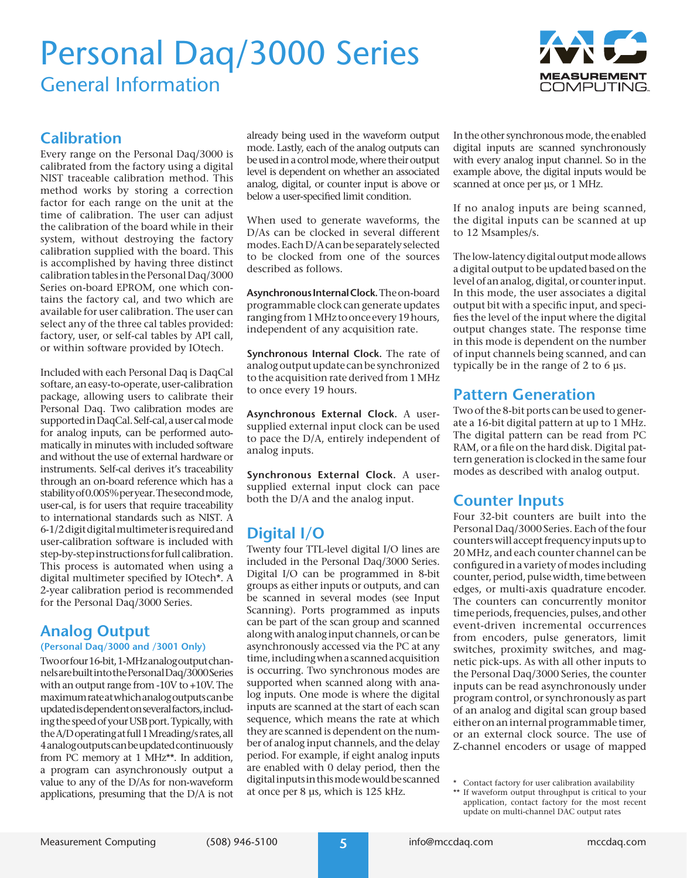# Personal Daq/3000 Series

## General Information

### Calibration

Every range on the Personal Daq/3000 is calibrated from the factory using a digital NIST traceable calibration method. This method works by storing a correction factor for each range on the unit at the time of calibration. The user can adjust the calibration of the board while in their system, without destroying the factory calibration supplied with the board. This is accomplished by having three distinct calibration tables in the Personal Daq/3000 Series on-board EPROM, one which contains the factory cal, and two which are available for user calibration. The user can select any of the three cal tables provided: factory, user, or self-cal tables by API call, or within software provided by IOtech.

Included with each Personal Daq is DaqCal softare, an easy-to-operate, user-calibration package, allowing users to calibrate their Personal Daq. Two calibration modes are supported in DaqCal. Self-cal, a user cal mode for analog inputs, can be performed automatically in minutes with included software and without the use of external hardware or instruments. Self-cal derives it's traceability through an on-board reference which has a stability of 0.005% per year. The second mode, user-cal, is for users that require traceability to international standards such as NIST. A 6-1/2 digit digital multimeter is required and user-calibration software is included with step-by-step instructions for full calibration. This process is automated when using a digital multimeter specified by IOtech*. A 2-year calibration period is recommended for the Personal Daq/3000 Series.

### Analog Output

**(Personal Daq/3000 and /3001 Only)**

Two or four 16-bit, 1-MHz analog output channels are built into the Personal Daq/3000 Series with an output range from -10V to +10V. The maximum rate at which analog outputs can be updated is dependent on several factors, including the speed of your USB port. Typically, with the A/D operating at full 1 Mreading/s rates, all 4 analog outputs can be updated continuously from PC memory at 1 MHz**. In addition, a program can asynchronously output a value to any of the D/As for non-waveform applications, presuming that the D/A is not already being used in the waveform output mode. Lastly, each of the analog outputs can be used in a control mode, where their output level is dependent on whether an associated analog, digital, or counter input is above or below a user-specified limit condition.

When used to generate waveforms, the D/As can be clocked in several different modes. Each D/A can be separately selected to be clocked from one of the sources described as follows.

**Asynchronous Internal Clock.** The on-board programmable clock can generate updates ranging from 1 MHz to once every 19 hours, independent of any acquisition rate.

**Synchronous Internal Clock.** The rate of analog output update can be synchronized to the acquisition rate derived from 1 MHz to once every 19 hours.

**Asynchronous External Clock.** A user-supplied external input clock can be used to pace the D/A, entirely independent of analog inputs.

**Synchronous External Clock.** A user-supplied external input clock can pace both the D/A and the analog input.

### Digital I/O

Twenty four TTL-level digital I/O lines are included in the Personal Daq/3000 Series. Digital I/O can be programmed in 8-bit groups as either inputs or outputs, and can be scanned in several modes (see Input Scanning). Ports programmed as inputs can be part of the scan group and scanned along with analog input channels, or can be asynchronously accessed via the PC at any time, including when a scanned acquisition is occurring. Two synchronous modes are supported when scanned along with analog inputs. One mode is where the digital inputs are scanned at the start of each scan sequence, which means the rate at which they are scanned is dependent on the number of analog input channels, and the delay period. For example, if eight analog inputs are enabled with 0 delay period, then the digital inputs in this mode would be scanned at once per 8 µs, which is 125 kHz.

In the other synchronous mode, the enabled digital inputs are scanned synchronously with every analog input channel. So in the example above, the digital inputs would be scanned at once per µs, or 1 MHz.

If no analog inputs are being scanned, the digital inputs can be scanned at up to 12 Msamples/s.

The low-latency digital output mode allows a digital output to be updated based on the level of an analog, digital, or counter input. In this mode, the user associates a digital output bit with a specific input, and specifies the level of the input where the digital output changes state. The response time in this mode is dependent on the number of input channels being scanned, and can typically be in the range of 2 to 6 µs.

### Pattern Generation

Two of the 8-bit ports can be used to generate a 16-bit digital pattern at up to 1 MHz. The digital pattern can be read from PC RAM, or a file on the hard disk. Digital pattern generation is clocked in the same four modes as described with analog output.

### Counter Inputs

Four 32-bit counters are built into the Personal Daq/3000 Series. Each of the four counters will accept frequency inputs up to 20 MHz, and each counter channel can be configured in a variety of modes including counter, period, pulse width, time between edges, or multi-axis quadrature encoder. The counters can concurrently monitor time periods, frequencies, pulses, and other event-driven incremental occurrences from encoders, pulse generators, limit switches, proximity switches, and magnetic pick-ups. As with all other inputs to the Personal Daq/3000 Series, the counter inputs can be read asynchronously under program control, or synchronously as part of an analog and digital scan group based either on an internal programmable timer, or an external clock source. The use of Z-channel encoders or usage of mapped

\* Contact factory for user calibration availability

\*\* If waveform output throughput is critical to your application, contact factory for the most recent update on multi-channel DAC output rates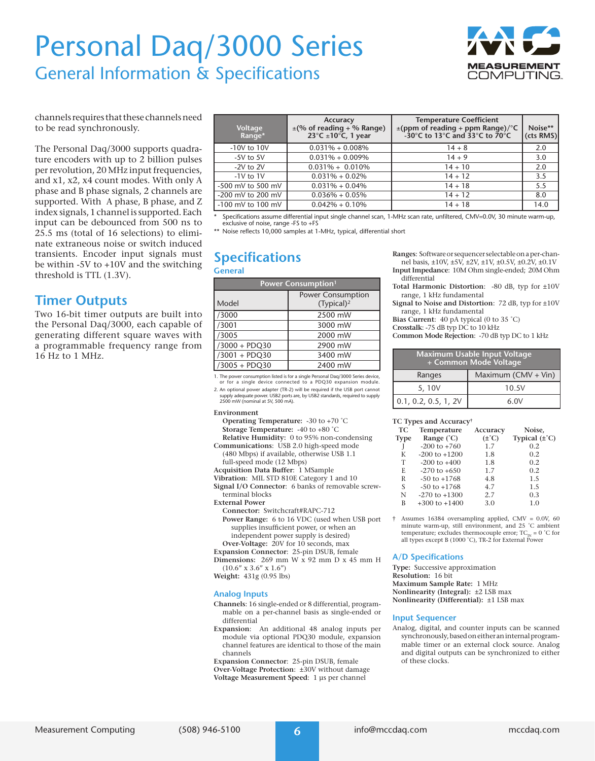channels requires that these channels need to be read synchronously.

The Personal Daq/3000 supports quadrature encoders with up to 2 billion pulses per revolution, 20 MHz input frequencies, and x1, x2, x4 count modes. With only A phase and B phase signals, 2 channels are supported. With A phase, B phase, and Z index signals, 1 channel is supported. Each input can be debounced from 500 ns to 25.5 ms (total of 16 selections) to eliminate extraneous noise or switch induced transients. Encoder input signals must be within -5V to +10V and the switching threshold is TTL (1.3V).

## Timer Outputs

Two 16-bit timer outputs are built into the Personal Daq/3000, each capable of generating different square waves with a programmable frequency range from 16 Hz to 1 MHz.

| Voltage Range* | Accuracy ±(% of reading + % Range) 23°C ±10°C, 1 year | Temperature Coefficient ±(ppm of reading + ppm Range)/°C -30°C to 13°C and 33°C to 70°C | Noise** (cts RMS) |
|---|---|---|---|
| -10V to 10V | 0.031% + 0.008% | 14 + 8 | 2.0 |
| -5V to 5V | 0.031% + 0.009% | 14 + 9 | 3.0 |
| -2V to 2V | 0.031% + 0.010% | 14 + 10 | 2.0 |
| -1V to 1V | 0.031% + 0.02% | 14 + 12 | 3.5 |
| -500 mV to 500 mV | 0.031% + 0.04% | 14 + 18 | 5.5 |
| -200 mV to 200 mV | 0.036% + 0.05% | 14 + 12 | 8.0 |
| -100 mV to 100 mV | 0.042% + 0.10% | 14 + 18 | 14.0 |

\* Specifications assume differential input single channel scan, 1-MHz scan rate, unfiltered, CMV=0.0V, 30 minute warm-up, exclusive of noise, range -FS to +FS

\*\* Noise reflects 10,000 samples at 1-MHz, typical, differential short

## Specifications

### General

| Power Consumption[1] | |
|---|---|
| Model | Power Consumption (Typical)[2] |
| /3000 | 2500 mW |
| /3001 | 3000 mW |
| /3005 | 2000 mW |
| /3000 + PDQ30 | 2900 mW |
| /3001 + PDQ30 | 3400 mW |
| /3005 + PDQ30 | 2400 mW |

1. The power consumption listed is for a single Personal Daq/3000 Series device, or for a single device connected to a PDQ30 expansion module.
2. An optional power adapter (TR-2) will be required if the USB port cannot supply adequate power. USB2 ports are, by USB2 standards, required to supply 2500 mW (nominal at 5V, 500 mA).

**Environment**
- **Operating Temperature:** -30 to +70 ˚C
- **Storage Temperature:** -40 to +80 ˚C
- **Relative Humidity:** 0 to 95% non-condensing

**Communications**: USB 2.0 high-speed mode (480 Mbps) if available, otherwise USB 1.1 full-speed mode (12 Mbps)
**Acquisition Data Buffer**: 1 MSample
**Vibration**: MIL STD 810E Category 1 and 10
**Signal I/O Connector**: 6 banks of removable screw-terminal blocks
**External Power**
- **Connector:** Switchcraft#RAPC-712
- **Power Range:** 6 to 16 VDC (used when USB port supplies insufficient power, or when an independent power supply is desired)
- **Over-Voltage:** 20V for 10 seconds, max

**Expansion Connector**: 25-pin DSUB, female
**Dimensions**: 269 mm W x 92 mm D x 45 mm H (10.6″ x 3.6″ x 1.6″)
**Weight**: 431g (0.95 lbs)

### Analog Inputs

**Channels**: 16 single-ended or 8 differential, programmable on a per-channel basis as single-ended or differential
**Expansion**: An additional 48 analog inputs per module via optional PDQ30 module, expansion channel features are identical to those of the main channels
**Expansion Connector**: 25-pin DSUB, female
**Over-Voltage Protection**: ±30V without damage
**Voltage Measurement Speed**: 1 µs per channel
**Ranges**: Software or sequencer selectable on a per-channel basis, ±10V, ±5V, ±2V, ±1V, ±0.5V, ±0.2V, ±0.1V
**Input Impedance**: 10M Ohm single-ended; 20M Ohm differential
**Total Harmonic Distortion**: -80 dB, typ for ±10V range, 1 kHz fundamental
**Signal to Noise and Distortion**: 72 dB, typ for ±10V range, 1 kHz fundamental
**Bias Current**: 40 pA typical (0 to 35 ˚C)
**Crosstalk**: -75 dB typ DC to 10 kHz
**Common Mode Rejection**: -70 dB typ DC to 1 kHz

| Maximum Usable Input Voltage + Common Mode Voltage | |
|---|---|
| Ranges | Maximum (CMV + Vin) |
| 5, 10V | 10.5V |
| 0.1, 0.2, 0.5, 1, 2V | 6.0V |

**TC Types and Accuracy†**

| TC Type | Temperature Range (˚C) | Accuracy (±˚C) | Noise, Typical (±˚C) |
|---|---|---|---|
| J | -200 to +760 | 1.7 | 0.2 |
| K | -200 to +1200 | 1.8 | 0.2 |
| T | -200 to +400 | 1.8 | 0.2 |
| E | -270 to +650 | 1.7 | 0.2 |
| R | -50 to +1768 | 4.8 | 1.5 |
| S | -50 to +1768 | 4.7 | 1.5 |
| N | -270 to +1300 | 2.7 | 0.3 |
| B | +300 to +1400 | 3.0 | 1.0 |

† Assumes 16384 oversampling applied, CMV = 0.0V, 60 minute warm-up, still environment, and 25 ˚C ambient temperature; excludes thermocouple error; $TC_{IN}$ = 0 ˚C for all types except B (1000 ˚C), TR-2 for External Power

### A/D Specifications

**Type:** Successive approximation
**Resolution:** 16 bit
**Maximum Sample Rate:** 1 MHz
**Nonlinearity (Integral):** ±2 LSB max
**Nonlinearity (Differential):** ±1 LSB max

### Input Sequencer

Analog, digital, and counter inputs can be scanned synchronously, based on either an internal programmable timer or an external clock source. Analog and digital outputs can be synchronized to either of these clocks.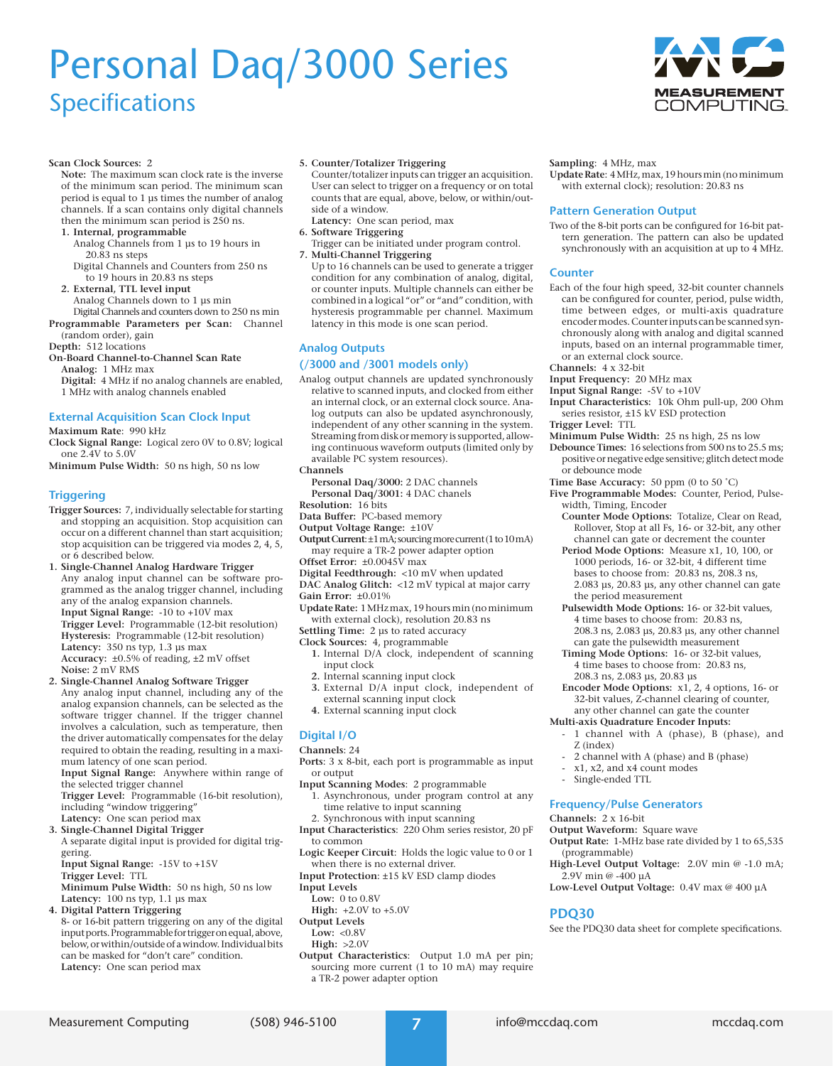# Personal Daq/3000 Series

## Specifications

**Scan Clock Sources:** 2

**Note:** The maximum scan clock rate is the inverse of the minimum scan period. The minimum scan period is equal to 1 µs times the number of analog channels. If a scan contains only digital channels then the minimum scan period is 250 ns.

1. **Internal, programmable**
   Analog Channels from 1 µs to 19 hours in 20.83 ns steps
   Digital Channels and Counters from 250 ns to 19 hours in 20.83 ns steps
2. **External, TTL level input**
   Analog Channels down to 1 µs min
   Digital Channels and counters down to 250 ns min

**Programmable Parameters per Scan:** Channel (random order), gain

**Depth:** 512 locations

**On-Board Channel-to-Channel Scan Rate**
**Analog:** 1 MHz max
**Digital:** 4 MHz if no analog channels are enabled, 1 MHz with analog channels enabled

### External Acquisition Scan Clock Input

**Maximum Rate**: 990 kHz
**Clock Signal Range:** Logical zero 0V to 0.8V; logical one 2.4V to 5.0V
**Minimum Pulse Width:** 50 ns high, 50 ns low

### Triggering

**Trigger Sources:** 7, individually selectable for starting and stopping an acquisition. Stop acquisition can occur on a different channel than start acquisition; stop acquisition can be triggered via modes 2, 4, 5, or 6 described below.

1. **Single-Channel Analog Hardware Trigger**
   Any analog input channel can be software programmed as the analog trigger channel, including any of the analog expansion channels.
   **Input Signal Range:** -10 to +10V max
   **Trigger Level:** Programmable (12-bit resolution)
   **Hysteresis:** Programmable (12-bit resolution)
   **Latency:** 350 ns typ, 1.3 µs max
   **Accuracy:** ±0.5% of reading, ±2 mV offset
   **Noise:** 2 mV RMS
2. **Single-Channel Analog Software Trigger**
   Any analog input channel, including any of the analog expansion channels, can be selected as the software trigger channel. If the trigger channel involves a calculation, such as temperature, then the driver automatically compensates for the delay required to obtain the reading, resulting in a maximum latency of one scan period.
   **Input Signal Range:** Anywhere within range of the selected trigger channel
   **Trigger Level:** Programmable (16-bit resolution), including "window triggering"
   **Latency:** One scan period max
3. **Single-Channel Digital Trigger**
   A separate digital input is provided for digital triggering.
   **Input Signal Range:** -15V to +15V
   **Trigger Level:** TTL
   **Minimum Pulse Width:** 50 ns high, 50 ns low
   **Latency:** 100 ns typ, 1.1 µs max
4. **Digital Pattern Triggering**
   8- or 16-bit pattern triggering on any of the digital input ports. Programmable for trigger on equal, above, below, or within/outside of a window. Individual bits can be masked for "don't care" condition.
   **Latency:** One scan period max
5. **Counter/Totalizer Triggering**
   Counter/totalizer inputs can trigger an acquisition. User can select to trigger on a frequency or on total counts that are equal, above, below, or within/outside of a window.
   **Latency:** One scan period, max
6. **Software Triggering**
   Trigger can be initiated under program control.
7. **Multi-Channel Triggering**
   Up to 16 channels can be used to generate a trigger condition for any combination of analog, digital, or counter inputs. Multiple channels can either be combined in a logical "or" or "and" condition, with hysteresis programmable per channel. Maximum latency in this mode is one scan period.

### Analog Outputs (/3000 and /3001 models only)

Analog output channels are updated synchronously relative to scanned inputs, and clocked from either an internal clock, or an external clock source. Analog outputs can also be updated asynchronously, independent of any other scanning in the system. Streaming from disk or memory is supported, allowing continuous waveform outputs (limited only by available PC system resources).

**Channels**
**Personal Daq/3000:** 2 DAC channels
**Personal Daq/3001:** 4 DAC chanels

**Resolution:** 16 bits
**Data Buffer:** PC-based memory
**Output Voltage Range:** ±10V
**Output Current:** ±1 mA; sourcing more current (1 to 10 mA) may require a TR-2 power adapter option
**Offset Error:** ±0.0045V max
**Digital Feedthrough:** <10 mV when updated
**DAC Analog Glitch:** <12 mV typical at major carry
**Gain Error:** ±0.01%
**Update Rate:** 1 MHz max, 19 hours min (no minimum with external clock), resolution 20.83 ns
**Settling Time:** 2 µs to rated accuracy
**Clock Sources:** 4, programmable

1. Internal D/A clock, independent of scanning input clock
2. Internal scanning input clock
3. External D/A input clock, independent of external scanning input clock
4. External scanning input clock

### Digital I/O

**Channels**: 24
**Ports**: 3 x 8-bit, each port is programmable as input or output
**Input Scanning Modes**: 2 programmable

1. Asynchronous, under program control at any time relative to input scanning
2. Synchronous with input scanning

**Input Characteristics**: 220 Ohm series resistor, 20 pF to common
**Logic Keeper Circuit**: Holds the logic value to 0 or 1 when there is no external driver.
**Input Protection**: ±15 kV ESD clamp diodes
**Input Levels**
**Low:** 0 to 0.8V
**High:** +2.0V to +5.0V
**Output Levels**
**Low:** <0.8V
**High:** >2.0V
**Output Characteristics**: Output 1.0 mA per pin; sourcing more current (1 to 10 mA) may require a TR-2 power adapter option
**Sampling**: 4 MHz, max
**Update Rate**: 4 MHz, max, 19 hours min (no minimum with external clock); resolution: 20.83 ns

### Pattern Generation Output

Two of the 8-bit ports can be configured for 16-bit pattern generation. The pattern can also be updated synchronously with an acquisition at up to 4 MHz.

### Counter

Each of the four high speed, 32-bit counter channels can be configured for counter, period, pulse width, time between edges, or multi-axis quadrature encoder modes. Counter inputs can be scanned synchronously along with analog and digital scanned inputs, based on an internal programmable timer, or an external clock source.

**Channels:** 4 x 32-bit
**Input Frequency:** 20 MHz max
**Input Signal Range:** -5V to +10V
**Input Characteristics:** 10k Ohm pull-up, 200 Ohm series resistor, ±15 kV ESD protection
**Trigger Level:** TTL
**Minimum Pulse Width:** 25 ns high, 25 ns low
**Debounce Times:** 16 selections from 500 ns to 25.5 ms; positive or negative edge sensitive; glitch detect mode or debounce mode
**Time Base Accuracy:** 50 ppm (0 to 50 °C)
**Five Programmable Modes:** Counter, Period, Pulsewidth, Timing, Encoder

**Counter Mode Options:** Totalize, Clear on Read, Rollover, Stop at all Fs, 16- or 32-bit, any other channel can gate or decrement the counter
**Period Mode Options:** Measure x1, 10, 100, or 1000 periods, 16- or 32-bit, 4 different time bases to choose from: 20.83 ns, 208.3 ns, 2.083 µs, 20.83 µs, any other channel can gate the period measurement
**Pulsewidth Mode Options:** 16- or 32-bit values, 4 time bases to choose from: 20.83 ns, 208.3 ns, 2.083 µs, 20.83 µs, any other channel can gate the pulsewidth measurement
**Timing Mode Options:** 16- or 32-bit values, 4 time bases to choose from: 20.83 ns, 208.3 ns, 2.083 µs, 20.83 µs
**Encoder Mode Options:** x1, 2, 4 options, 16- or 32-bit values, Z-channel clearing of counter, any other channel can gate the counter

**Multi-axis Quadrature Encoder Inputs:**

- 1 channel with A (phase), B (phase), and Z (index)
- 2 channel with A (phase) and B (phase)
- x1, x2, and x4 count modes
- Single-ended TTL

### Frequency/Pulse Generators

**Channels:** 2 x 16-bit
**Output Waveform:** Square wave
**Output Rate:** 1-MHz base rate divided by 1 to 65,535 (programmable)
**High-Level Output Voltage:** 2.0V min @ -1.0 mA; 2.9V min @ -400 µA
**Low-Level Output Voltage:** 0.4V max @ 400 µA

### PDQ30

See the PDQ30 data sheet for complete specifications.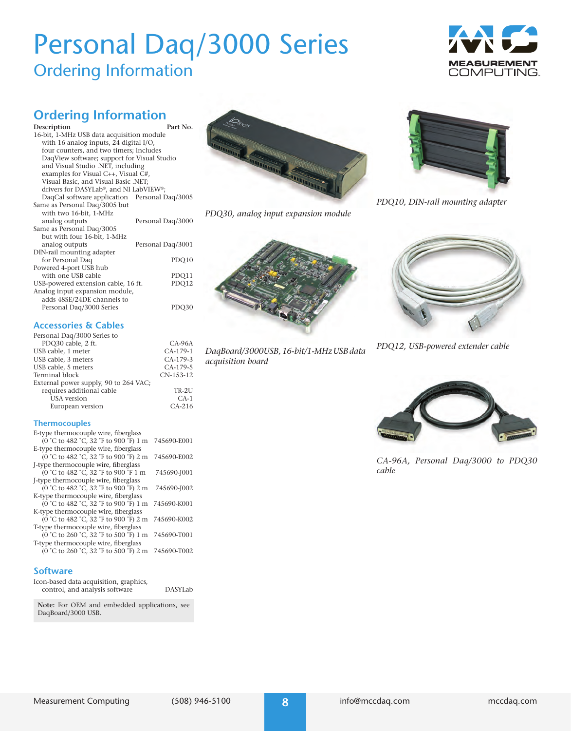# Personal Daq/3000 Series

## Ordering Information

### Ordering Information

| Description | Part No. |
|---|---|
| 16-bit, 1-MHz USB data acquisition module with 16 analog inputs, 24 digital I/O, four counters, and two timers; includes DaqView software; support for Visual Studio and Visual Studio .NET, including examples for Visual C++, Visual C#, Visual Basic, and Visual Basic .NET; drivers for DASYLab®, and NI LabVIEW®; DaqCal software application | Personal Daq/3005 |
| Same as Personal Daq/3005 but with two 16-bit, 1-MHz analog outputs | Personal Daq/3000 |
| Same as Personal Daq/3005 but with four 16-bit, 1-MHz analog outputs | Personal Daq/3001 |
| DIN-rail mounting adapter for Personal Daq | PDQ10 |
| Powered 4-port USB hub with one USB cable | PDQ11 |
| USB-powered extension cable, 16 ft. | PDQ12 |
| Analog input expansion module, adds 48SE/24DE channels to Personal Daq/3000 Series | PDQ30 |

### Accessories & Cables

| | |
|---|---|
| Personal Daq/3000 Series to PDQ30 cable, 2 ft. | CA-96A |
| USB cable, 1 meter | CA-179-1 |
| USB cable, 3 meters | CA-179-3 |
| USB cable, 5 meters | CA-179-5 |
| Terminal block | CN-153-12 |
| External power supply, 90 to 264 VAC; requires additional cable | TR-2U |
| USA version | CA-1 |
| European version | CA-216 |

### Thermocouples

| | |
|---|---|
| E-type thermocouple wire, fiberglass (0 °C to 482 °C, 32 °F to 900 °F) 1 m | 745690-E001 |
| E-type thermocouple wire, fiberglass (0 °C to 482 °C, 32 °F to 900 °F) 2 m | 745690-E002 |
| J-type thermocouple wire, fiberglass (0 °C to 482 °C, 32 °F to 900 °F 1 m | 745690-J001 |
| J-type thermocouple wire, fiberglass (0 °C to 482 °C, 32 °F to 900 °F) 2 m | 745690-J002 |
| K-type thermocouple wire, fiberglass (0 °C to 482 °C, 32 °F to 900 °F) 1 m | 745690-K001 |
| K-type thermocouple wire, fiberglass (0 °C to 482 °C, 32 °F to 900 °F) 2 m | 745690-K002 |
| T-type thermocouple wire, fiberglass (0 °C to 260 °C, 32 °F to 500 °F) 1 m | 745690-T001 |
| T-type thermocouple wire, fiberglass (0 °C to 260 °C, 32 °F to 500 °F) 2 m | 745690-T002 |

### Software

| | |
|---|---|
| Icon-based data acquisition, graphics, control, and analysis software | DASYLab |

**Note:** For OEM and embedded applications, see DaqBoard/3000 USB.

*PDQ30, analog input expansion module*

*PDQ10, DIN-rail mounting adapter*

*DaqBoard/3000USB, 16-bit/1-MHz USB data acquisition board*

*PDQ12, USB-powered extender cable*

*CA-96A, Personal Daq/3000 to PDQ30 cable*